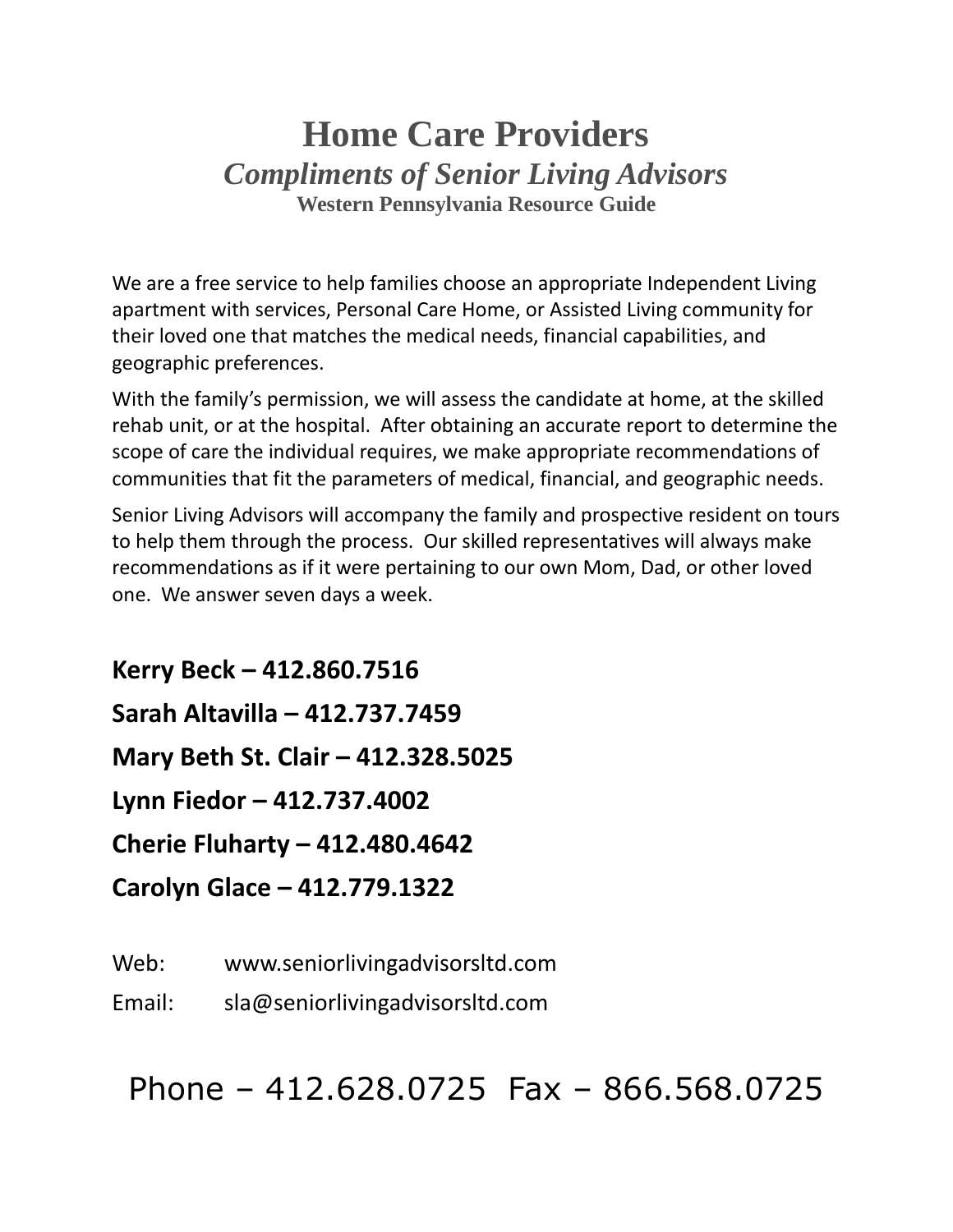# Home Care Providers

## *Compliments of Senior Living Advisors*

### Western Pennsylvania Resource Guide

We are a free service to help families choose an appropriate Independent Living apartment with services, Personal Care Home, or Assisted Living community for their loved one that matches the medical needs, financial capabilities, and geographic preferences.

With the family's permission, we will assess the candidate at home, at the skilled rehab unit, or at the hospital. After obtaining an accurate report to determine the scope of care the individual requires, we make appropriate recommendations of communities that fit the parameters of medical, financial, and geographic needs.

Senior Living Advisors will accompany the family and prospective resident on tours to help them through the process. Our skilled representatives will always make recommendations as if it were pertaining to our own Mom, Dad, or other loved one. We answer seven days a week.

**Kerry Beck – 412.860.7516**

**Sarah Altavilla – 412.737.7459**

**Mary Beth St. Clair – 412.328.5025**

**Lynn Fiedor – 412.737.4002**

**Cherie Fluharty – 412.480.4642**

**Carolyn Glace – 412.779.1322**

Web: www.seniorlivingadvisorsltd.com

Email: sla@seniorlivingadvisorsltd.com

Phone – 412.628.0725 Fax – 866.568.0725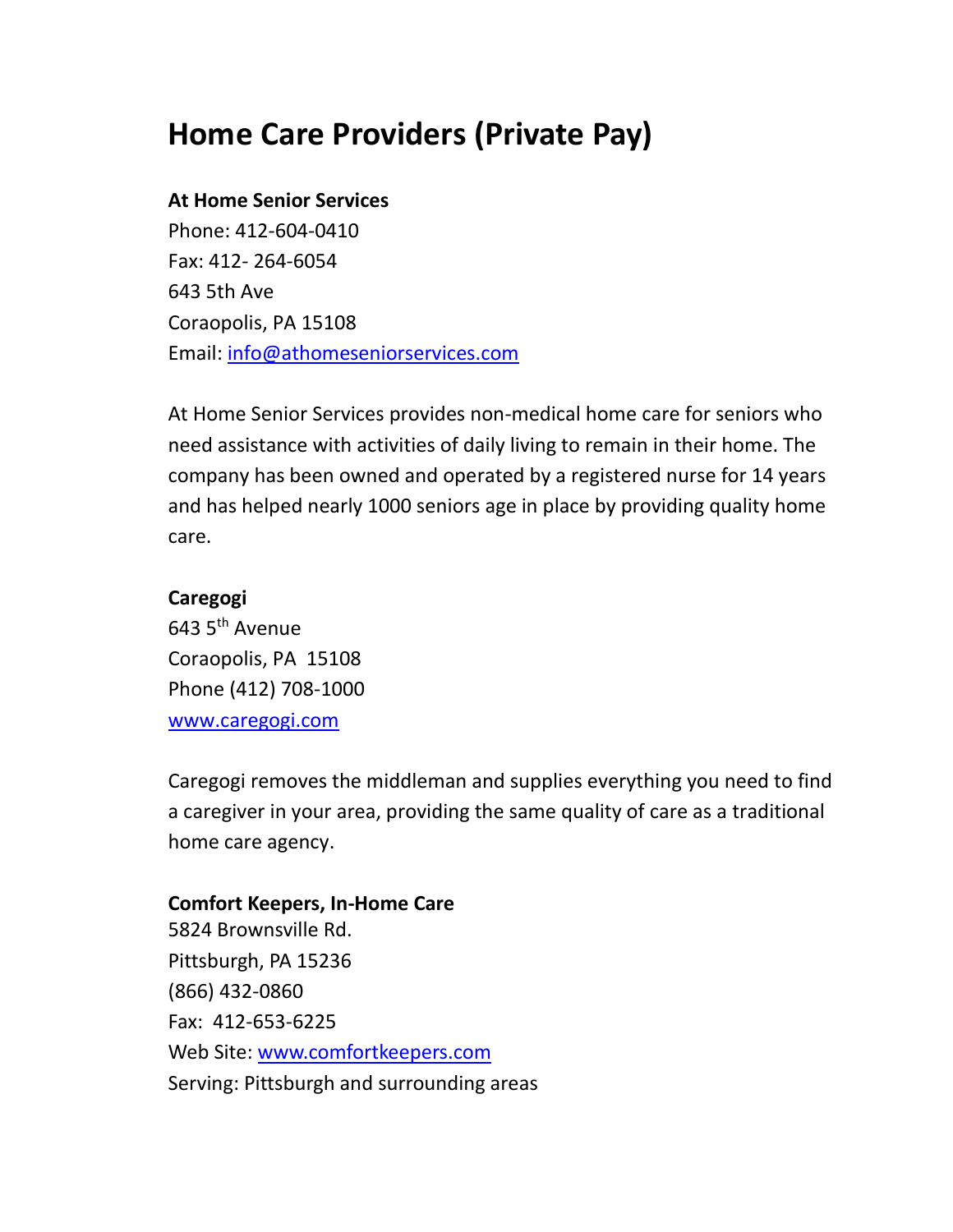# Home Care Providers (Private Pay)

**At Home Senior Services**
Phone: 412-604-0410
Fax: 412- 264-6054
643 5th Ave
Coraopolis, PA 15108
Email: info@athomeseniorservices.com

At Home Senior Services provides non-medical home care for seniors who need assistance with activities of daily living to remain in their home. The company has been owned and operated by a registered nurse for 14 years and has helped nearly 1000 seniors age in place by providing quality home care.

**Caregogi**
643 5th Avenue
Coraopolis, PA 15108
Phone (412) 708-1000
www.caregogi.com

Caregogi removes the middleman and supplies everything you need to find a caregiver in your area, providing the same quality of care as a traditional home care agency.

**Comfort Keepers, In-Home Care**
5824 Brownsville Rd.
Pittsburgh, PA 15236
(866) 432-0860
Fax: 412-653-6225
Web Site: www.comfortkeepers.com
Serving: Pittsburgh and surrounding areas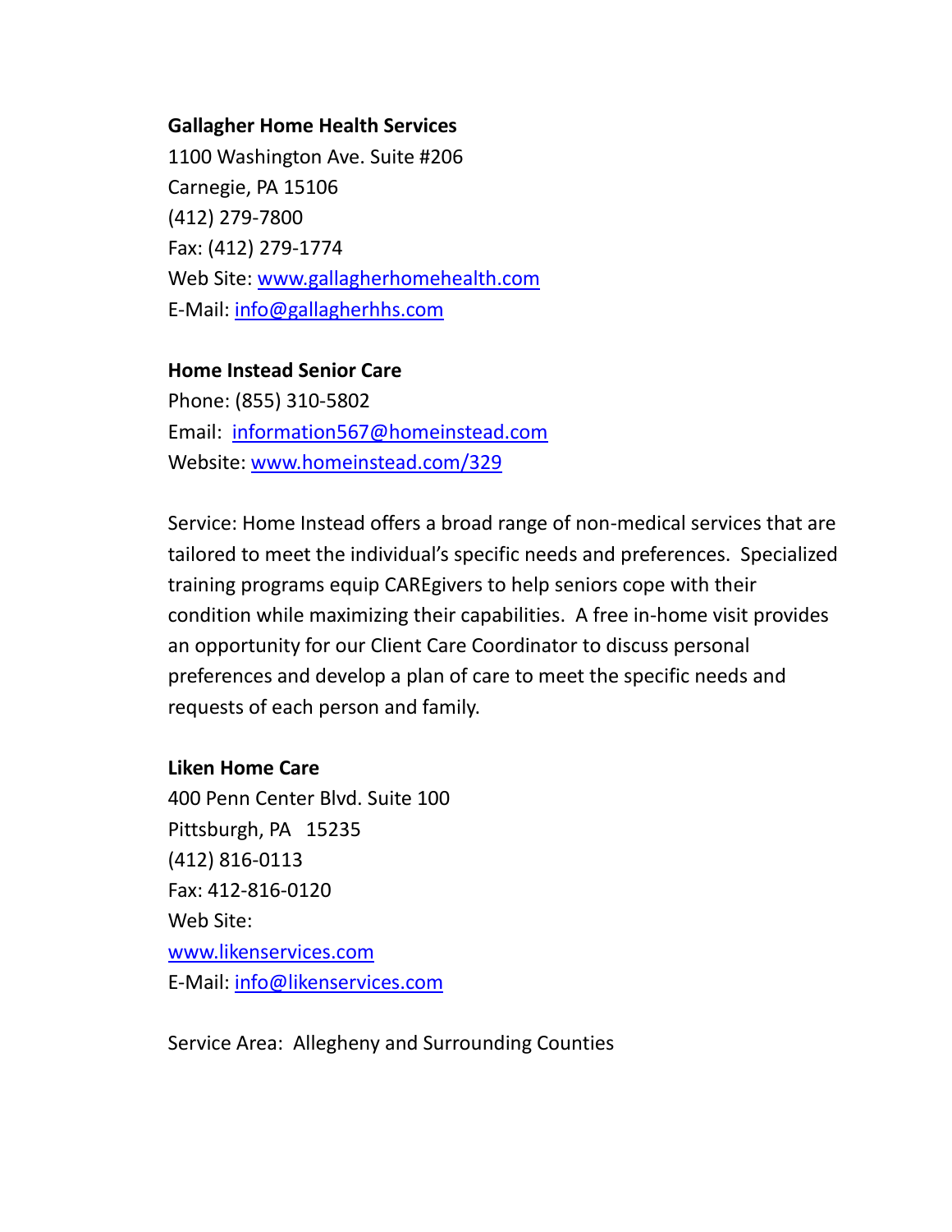**Gallagher Home Health Services**
1100 Washington Ave. Suite #206
Carnegie, PA 15106
(412) 279-7800
Fax: (412) 279-1774
Web Site: www.gallagherhomehealth.com
E-Mail: info@gallagherhhs.com

**Home Instead Senior Care**
Phone: (855) 310-5802
Email: information567@homeinstead.com
Website: www.homeinstead.com/329

Service: Home Instead offers a broad range of non-medical services that are tailored to meet the individual's specific needs and preferences. Specialized training programs equip CAREgivers to help seniors cope with their condition while maximizing their capabilities. A free in-home visit provides an opportunity for our Client Care Coordinator to discuss personal preferences and develop a plan of care to meet the specific needs and requests of each person and family.

**Liken Home Care**
400 Penn Center Blvd. Suite 100
Pittsburgh, PA 15235
(412) 816-0113
Fax: 412-816-0120
Web Site:
www.likenservices.com
E-Mail: info@likenservices.com

Service Area: Allegheny and Surrounding Counties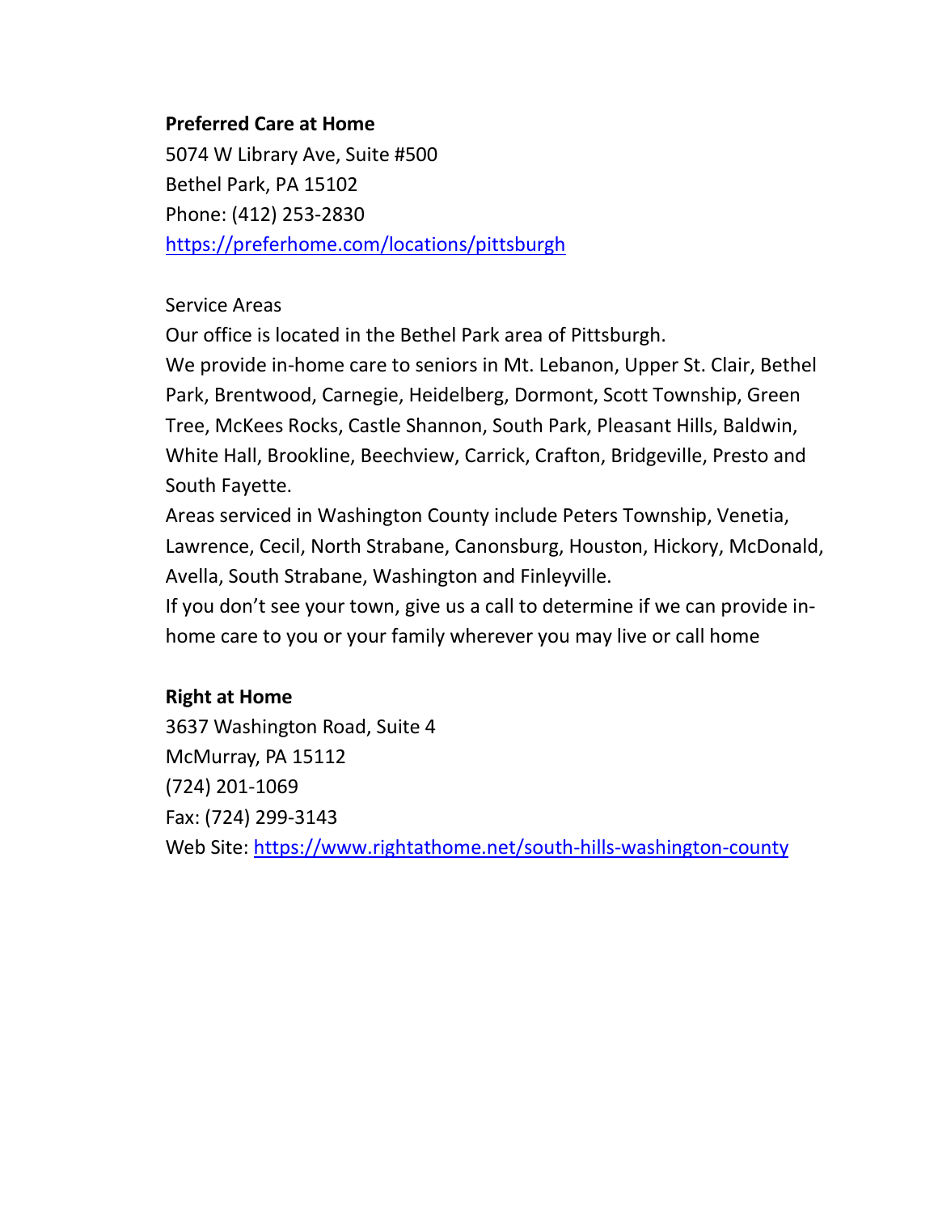**Preferred Care at Home**
5074 W Library Ave, Suite #500
Bethel Park, PA 15102
Phone: (412) 253-2830
https://preferhome.com/locations/pittsburgh

Service Areas
Our office is located in the Bethel Park area of Pittsburgh.
We provide in-home care to seniors in Mt. Lebanon, Upper St. Clair, Bethel Park, Brentwood, Carnegie, Heidelberg, Dormont, Scott Township, Green Tree, McKees Rocks, Castle Shannon, South Park, Pleasant Hills, Baldwin, White Hall, Brookline, Beechview, Carrick, Crafton, Bridgeville, Presto and South Fayette.
Areas serviced in Washington County include Peters Township, Venetia, Lawrence, Cecil, North Strabane, Canonsburg, Houston, Hickory, McDonald, Avella, South Strabane, Washington and Finleyville.
If you don't see your town, give us a call to determine if we can provide in-home care to you or your family wherever you may live or call home

**Right at Home**
3637 Washington Road, Suite 4
McMurray, PA 15112
(724) 201-1069
Fax: (724) 299-3143
Web Site: https://www.rightathome.net/south-hills-washington-county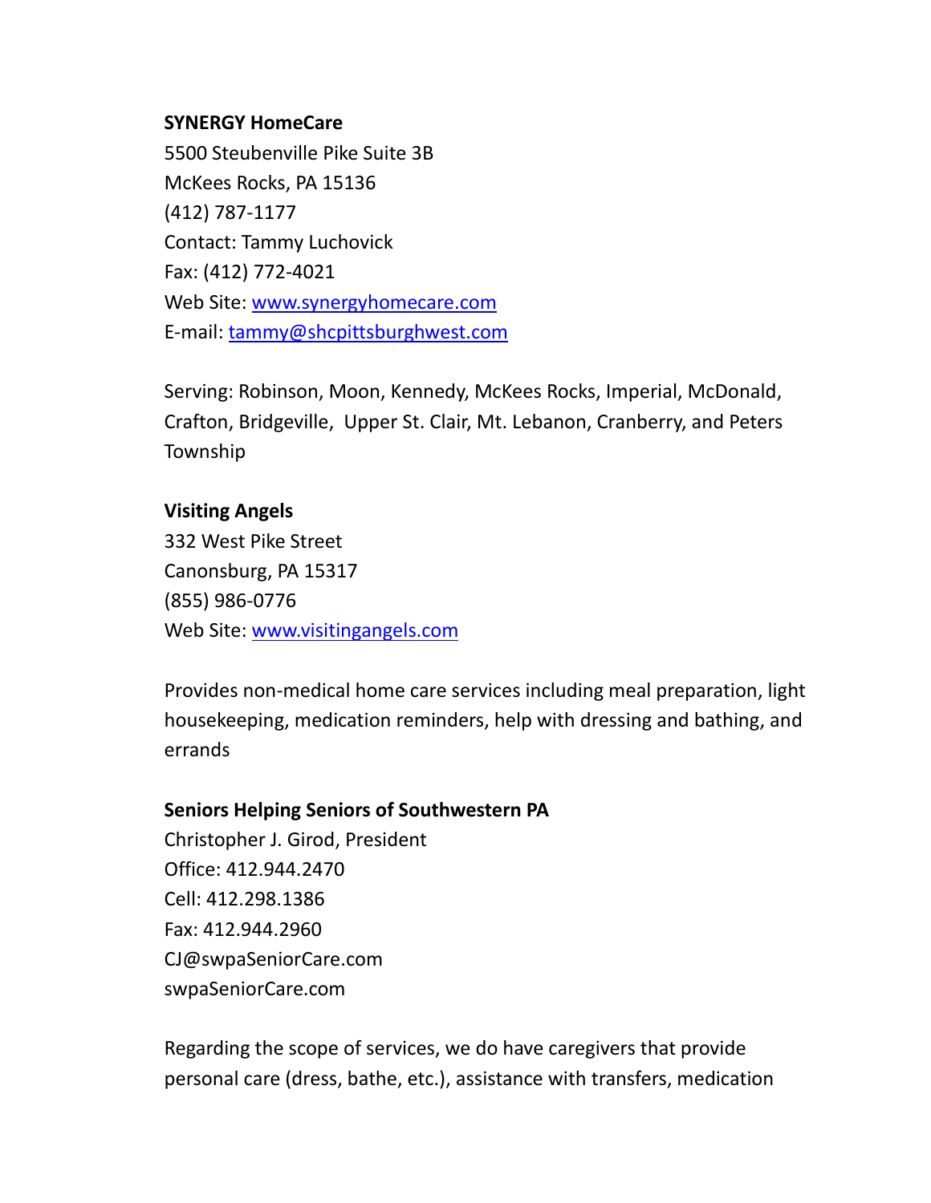**SYNERGY HomeCare**
5500 Steubenville Pike Suite 3B
McKees Rocks, PA 15136
(412) 787-1177
Contact: Tammy Luchovick
Fax: (412) 772-4021
Web Site: [www.synergyhomecare.com](http://www.synergyhomecare.com)
E-mail: [tammy@shcpittsburghwest.com](mailto:tammy@shcpittsburghwest.com)

Serving: Robinson, Moon, Kennedy, McKees Rocks, Imperial, McDonald, Crafton, Bridgeville, Upper St. Clair, Mt. Lebanon, Cranberry, and Peters Township

**Visiting Angels**
332 West Pike Street
Canonsburg, PA 15317
(855) 986-0776
Web Site: [www.visitingangels.com](http://www.visitingangels.com)

Provides non-medical home care services including meal preparation, light housekeeping, medication reminders, help with dressing and bathing, and errands

**Seniors Helping Seniors of Southwestern PA**
Christopher J. Girod, President
Office: 412.944.2470
Cell: 412.298.1386
Fax: 412.944.2960
CJ@swpaSeniorCare.com
swpaSeniorCare.com

Regarding the scope of services, we do have caregivers that provide personal care (dress, bathe, etc.), assistance with transfers, medication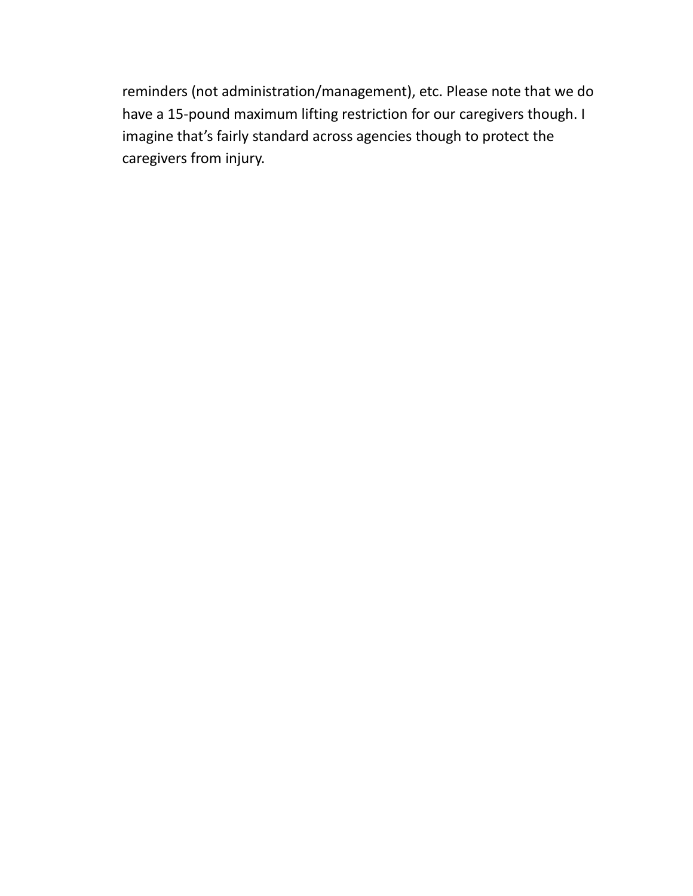reminders (not administration/management), etc. Please note that we do have a 15-pound maximum lifting restriction for our caregivers though. I imagine that's fairly standard across agencies though to protect the caregivers from injury.